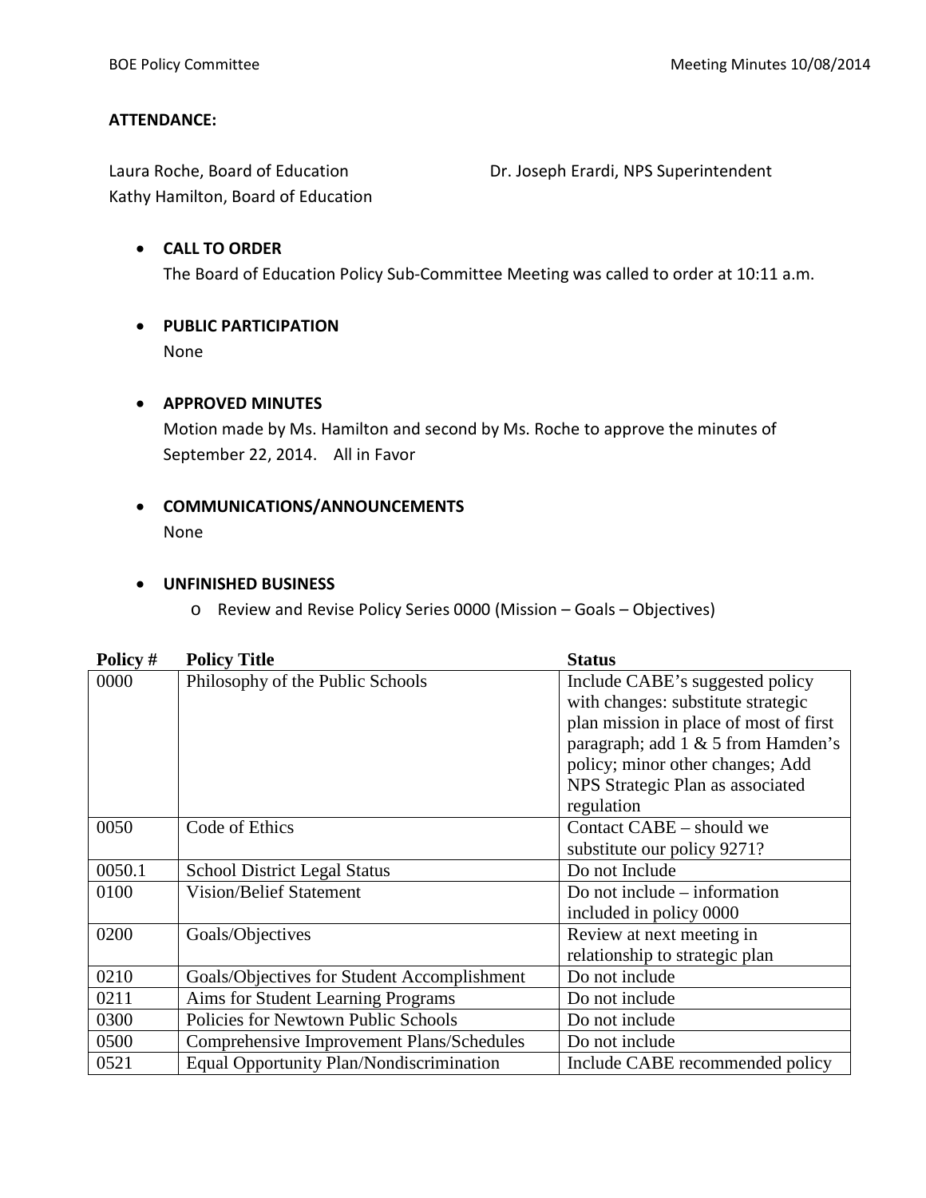**ATTENDANCE:**

Laura Roche, Board of Education
Kathy Hamilton, Board of Education
Dr. Joseph Erardi, NPS Superintendent

- **CALL TO ORDER**
  The Board of Education Policy Sub-Committee Meeting was called to order at 10:11 a.m.

- **PUBLIC PARTICIPATION**
  None

- **APPROVED MINUTES**
  Motion made by Ms. Hamilton and second by Ms. Roche to approve the minutes of September 22, 2014. All in Favor

- **COMMUNICATIONS/ANNOUNCEMENTS**
  None

- **UNFINISHED BUSINESS**
  - Review and Revise Policy Series 0000 (Mission – Goals – Objectives)

| Policy # | Policy Title | Status |
|---|---|---|
| 0000 | Philosophy of the Public Schools | Include CABE's suggested policy with changes: substitute strategic plan mission in place of most of first paragraph; add 1 & 5 from Hamden's policy; minor other changes; Add NPS Strategic Plan as associated regulation |
| 0050 | Code of Ethics | Contact CABE – should we substitute our policy 9271? |
| 0050.1 | School District Legal Status | Do not Include |
| 0100 | Vision/Belief Statement | Do not include – information included in policy 0000 |
| 0200 | Goals/Objectives | Review at next meeting in relationship to strategic plan |
| 0210 | Goals/Objectives for Student Accomplishment | Do not include |
| 0211 | Aims for Student Learning Programs | Do not include |
| 0300 | Policies for Newtown Public Schools | Do not include |
| 0500 | Comprehensive Improvement Plans/Schedules | Do not include |
| 0521 | Equal Opportunity Plan/Nondiscrimination | Include CABE recommended policy |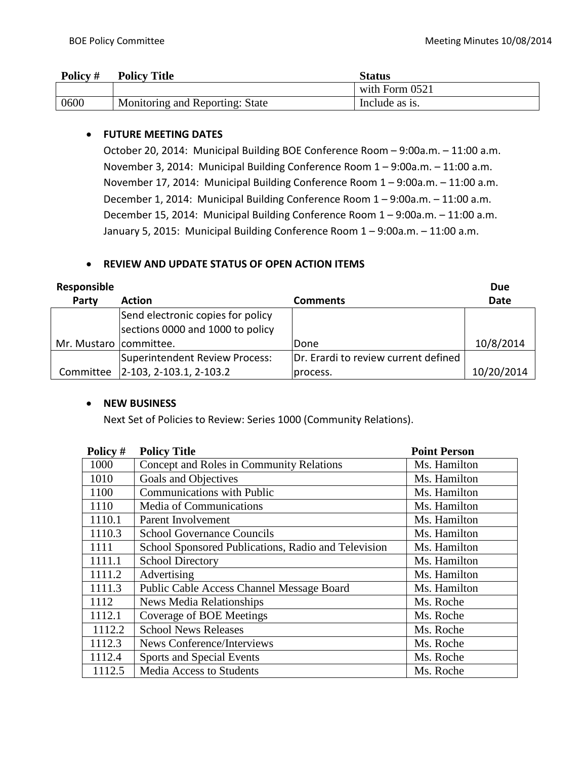| Policy # | Policy Title | Status |
|---|---|---|
| | | with Form 0521 |
| 0600 | Monitoring and Reporting: State | Include as is. |

- **FUTURE MEETING DATES**

  October 20, 2014: Municipal Building BOE Conference Room – 9:00a.m. – 11:00 a.m.
  November 3, 2014: Municipal Building Conference Room 1 – 9:00a.m. – 11:00 a.m.
  November 17, 2014: Municipal Building Conference Room 1 – 9:00a.m. – 11:00 a.m.
  December 1, 2014: Municipal Building Conference Room 1 – 9:00a.m. – 11:00 a.m.
  December 15, 2014: Municipal Building Conference Room 1 – 9:00a.m. – 11:00 a.m.
  January 5, 2015: Municipal Building Conference Room 1 – 9:00a.m. – 11:00 a.m.

- **REVIEW AND UPDATE STATUS OF OPEN ACTION ITEMS**

| Responsible Party | Action | Comments | Due Date |
|---|---|---|---|
| Mr. Mustaro | Send electronic copies for policy sections 0000 and 1000 to policy committee. | Done | 10/8/2014 |
| Committee | Superintendent Review Process: 2-103, 2-103.1, 2-103.2 | Dr. Erardi to review current defined process. | 10/20/2014 |

- **NEW BUSINESS**

  Next Set of Policies to Review: Series 1000 (Community Relations).

| Policy # | Policy Title | Point Person |
|---|---|---|
| 1000 | Concept and Roles in Community Relations | Ms. Hamilton |
| 1010 | Goals and Objectives | Ms. Hamilton |
| 1100 | Communications with Public | Ms. Hamilton |
| 1110 | Media of Communications | Ms. Hamilton |
| 1110.1 | Parent Involvement | Ms. Hamilton |
| 1110.3 | School Governance Councils | Ms. Hamilton |
| 1111 | School Sponsored Publications, Radio and Television | Ms. Hamilton |
| 1111.1 | School Directory | Ms. Hamilton |
| 1111.2 | Advertising | Ms. Hamilton |
| 1111.3 | Public Cable Access Channel Message Board | Ms. Hamilton |
| 1112 | News Media Relationships | Ms. Roche |
| 1112.1 | Coverage of BOE Meetings | Ms. Roche |
| 1112.2 | School News Releases | Ms. Roche |
| 1112.3 | News Conference/Interviews | Ms. Roche |
| 1112.4 | Sports and Special Events | Ms. Roche |
| 1112.5 | Media Access to Students | Ms. Roche |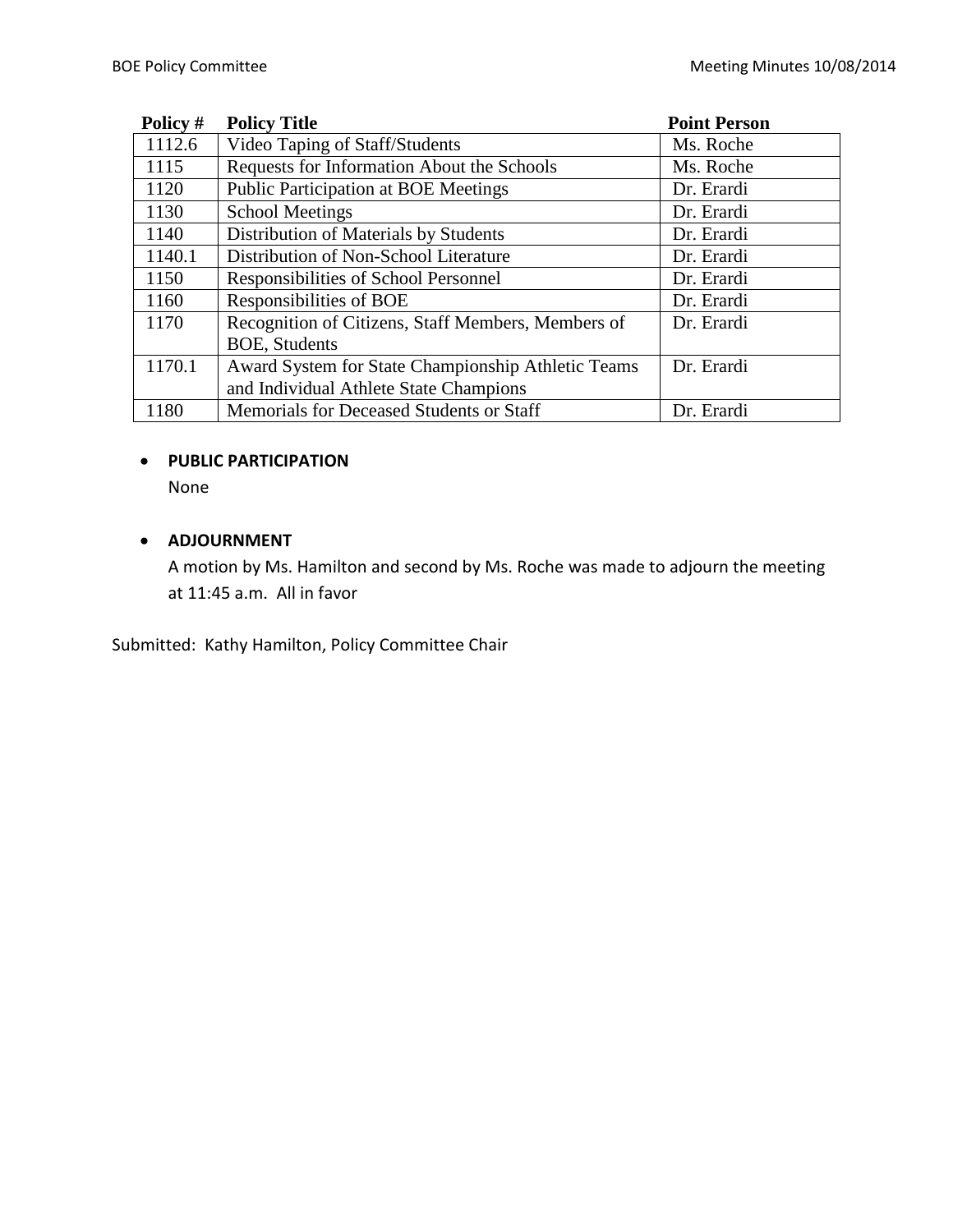| Policy # | Policy Title | Point Person |
|---|---|---|
| 1112.6 | Video Taping of Staff/Students | Ms. Roche |
| 1115 | Requests for Information About the Schools | Ms. Roche |
| 1120 | Public Participation at BOE Meetings | Dr. Erardi |
| 1130 | School Meetings | Dr. Erardi |
| 1140 | Distribution of Materials by Students | Dr. Erardi |
| 1140.1 | Distribution of Non-School Literature | Dr. Erardi |
| 1150 | Responsibilities of School Personnel | Dr. Erardi |
| 1160 | Responsibilities of BOE | Dr. Erardi |
| 1170 | Recognition of Citizens, Staff Members, Members of BOE, Students | Dr. Erardi |
| 1170.1 | Award System for State Championship Athletic Teams and Individual Athlete State Champions | Dr. Erardi |
| 1180 | Memorials for Deceased Students or Staff | Dr. Erardi |

- **PUBLIC PARTICIPATION**

  None

- **ADJOURNMENT**

  A motion by Ms. Hamilton and second by Ms. Roche was made to adjourn the meeting at 11:45 a.m. All in favor

Submitted: Kathy Hamilton, Policy Committee Chair